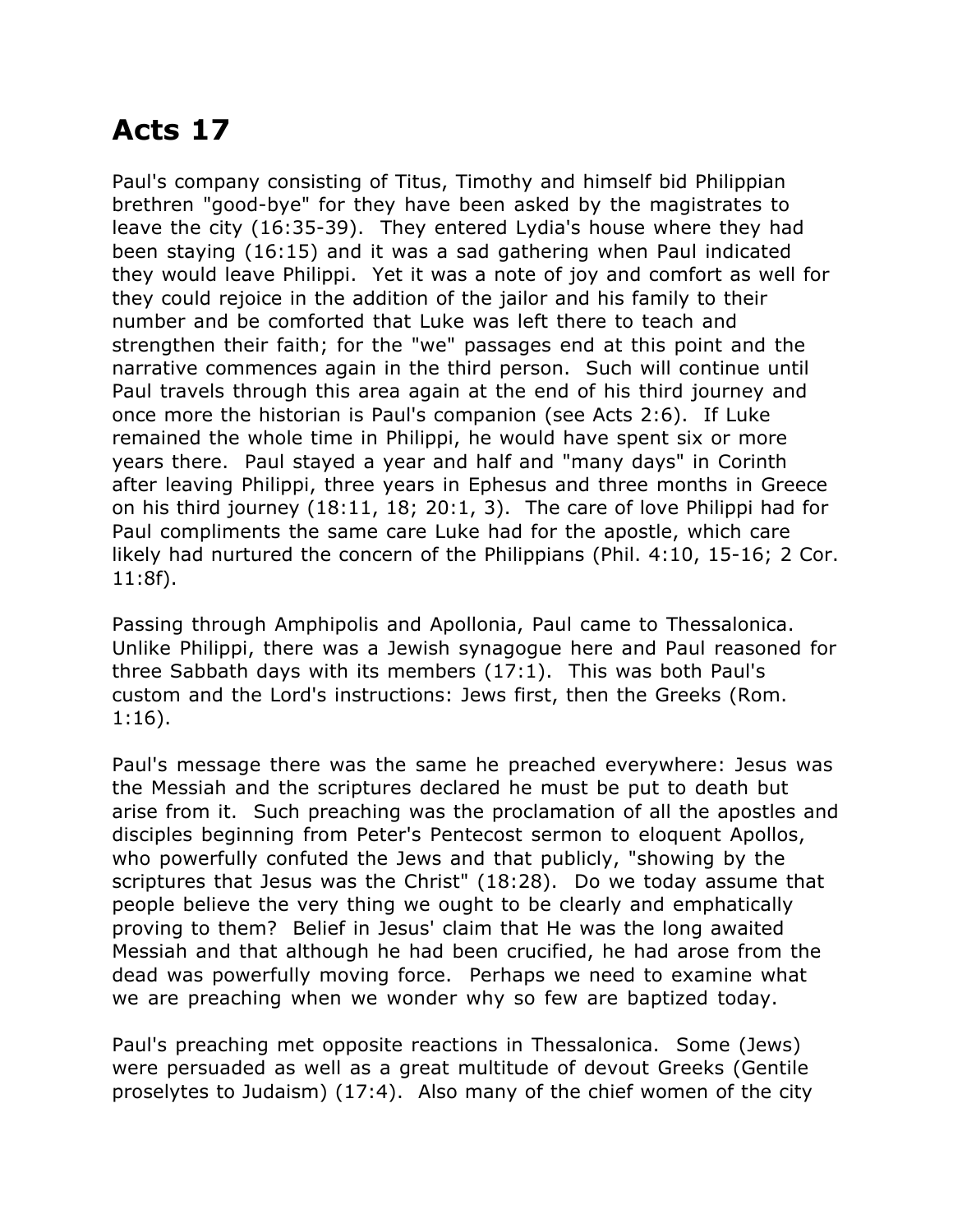# Acts 17

Paul's company consisting of Titus, Timothy and himself bid Philippian brethren "good-bye" for they have been asked by the magistrates to leave the city (16:35-39). They entered Lydia's house where they had been staying (16:15) and it was a sad gathering when Paul indicated they would leave Philippi. Yet it was a note of joy and comfort as well for they could rejoice in the addition of the jailor and his family to their number and be comforted that Luke was left there to teach and strengthen their faith; for the "we" passages end at this point and the narrative commences again in the third person. Such will continue until Paul travels through this area again at the end of his third journey and once more the historian is Paul's companion (see Acts 2:6). If Luke remained the whole time in Philippi, he would have spent six or more years there. Paul stayed a year and half and "many days" in Corinth after leaving Philippi, three years in Ephesus and three months in Greece on his third journey (18:11, 18; 20:1, 3). The care of love Philippi had for Paul compliments the same care Luke had for the apostle, which care likely had nurtured the concern of the Philippians (Phil. 4:10, 15-16; 2 Cor. 11:8f).

Passing through Amphipolis and Apollonia, Paul came to Thessalonica. Unlike Philippi, there was a Jewish synagogue here and Paul reasoned for three Sabbath days with its members (17:1). This was both Paul's custom and the Lord's instructions: Jews first, then the Greeks (Rom. 1:16).

Paul's message there was the same he preached everywhere: Jesus was the Messiah and the scriptures declared he must be put to death but arise from it. Such preaching was the proclamation of all the apostles and disciples beginning from Peter's Pentecost sermon to eloquent Apollos, who powerfully confuted the Jews and that publicly, "showing by the scriptures that Jesus was the Christ" (18:28). Do we today assume that people believe the very thing we ought to be clearly and emphatically proving to them? Belief in Jesus' claim that He was the long awaited Messiah and that although he had been crucified, he had arose from the dead was powerfully moving force. Perhaps we need to examine what we are preaching when we wonder why so few are baptized today.

Paul's preaching met opposite reactions in Thessalonica. Some (Jews) were persuaded as well as a great multitude of devout Greeks (Gentile proselytes to Judaism) (17:4). Also many of the chief women of the city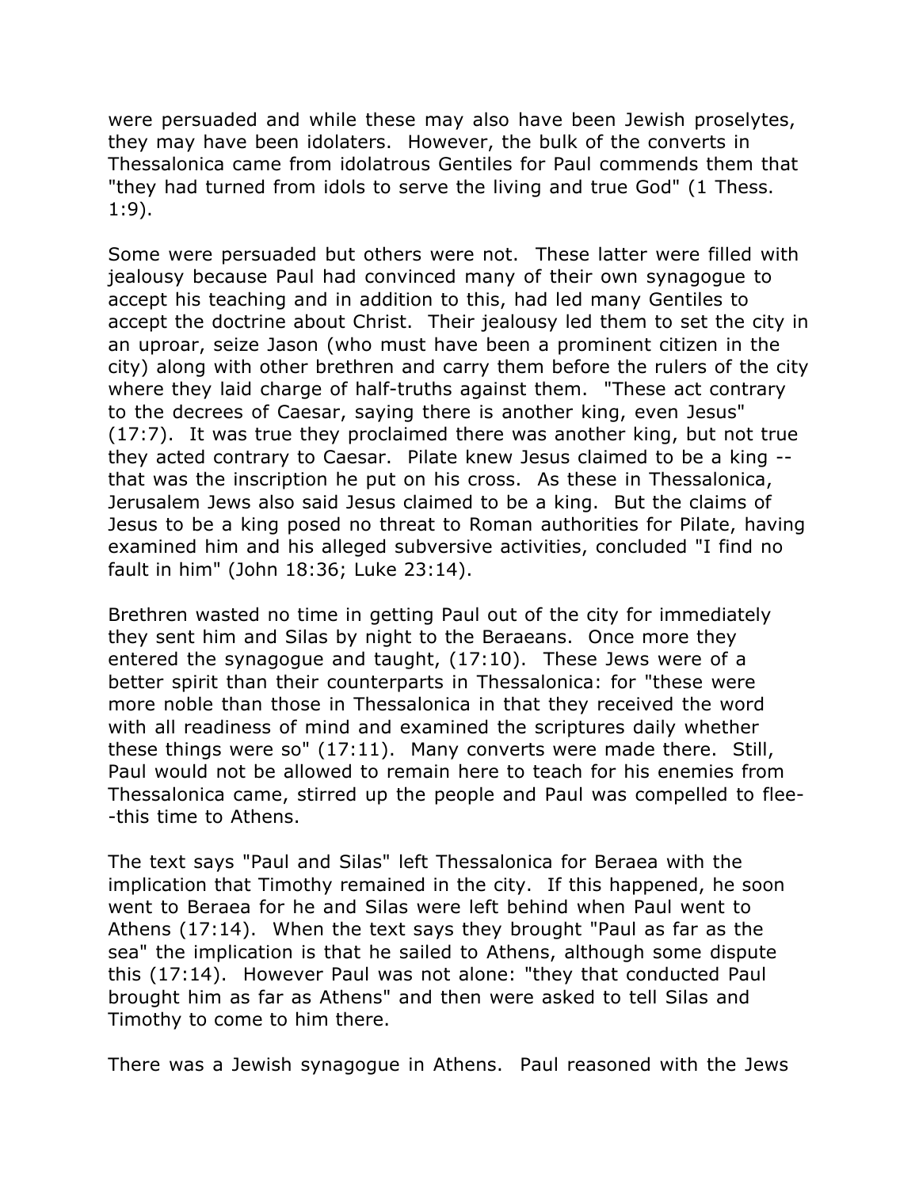were persuaded and while these may also have been Jewish proselytes, they may have been idolaters. However, the bulk of the converts in Thessalonica came from idolatrous Gentiles for Paul commends them that "they had turned from idols to serve the living and true God" (1 Thess. 1:9).

Some were persuaded but others were not. These latter were filled with jealousy because Paul had convinced many of their own synagogue to accept his teaching and in addition to this, had led many Gentiles to accept the doctrine about Christ. Their jealousy led them to set the city in an uproar, seize Jason (who must have been a prominent citizen in the city) along with other brethren and carry them before the rulers of the city where they laid charge of half-truths against them. "These act contrary to the decrees of Caesar, saying there is another king, even Jesus" (17:7). It was true they proclaimed there was another king, but not true they acted contrary to Caesar. Pilate knew Jesus claimed to be a king -- that was the inscription he put on his cross. As these in Thessalonica, Jerusalem Jews also said Jesus claimed to be a king. But the claims of Jesus to be a king posed no threat to Roman authorities for Pilate, having examined him and his alleged subversive activities, concluded "I find no fault in him" (John 18:36; Luke 23:14).

Brethren wasted no time in getting Paul out of the city for immediately they sent him and Silas by night to the Beraeans. Once more they entered the synagogue and taught, (17:10). These Jews were of a better spirit than their counterparts in Thessalonica: for "these were more noble than those in Thessalonica in that they received the word with all readiness of mind and examined the scriptures daily whether these things were so" (17:11). Many converts were made there. Still, Paul would not be allowed to remain here to teach for his enemies from Thessalonica came, stirred up the people and Paul was compelled to flee--this time to Athens.

The text says "Paul and Silas" left Thessalonica for Beraea with the implication that Timothy remained in the city. If this happened, he soon went to Beraea for he and Silas were left behind when Paul went to Athens (17:14). When the text says they brought "Paul as far as the sea" the implication is that he sailed to Athens, although some dispute this (17:14). However Paul was not alone: "they that conducted Paul brought him as far as Athens" and then were asked to tell Silas and Timothy to come to him there.

There was a Jewish synagogue in Athens. Paul reasoned with the Jews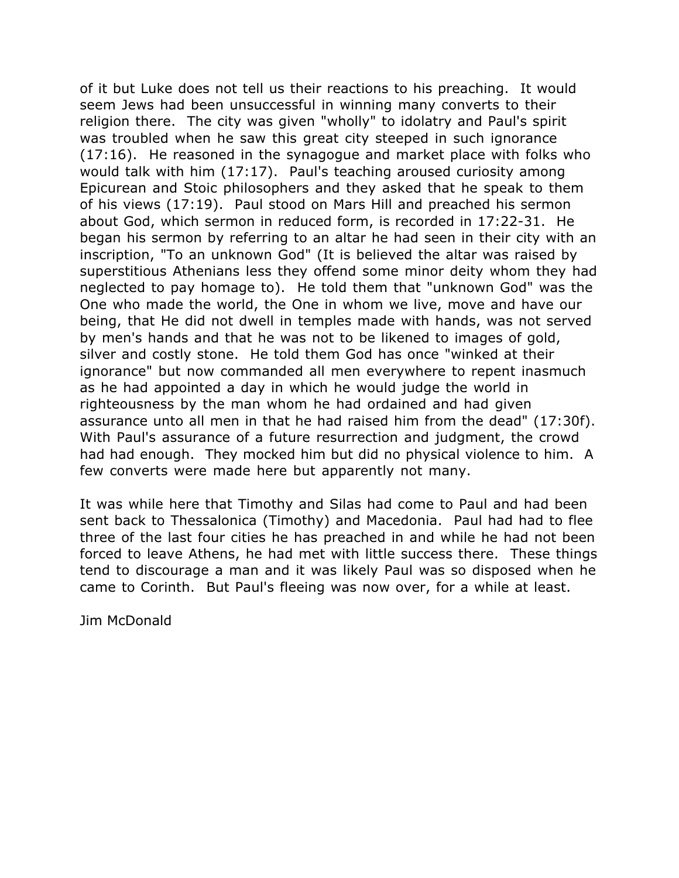of it but Luke does not tell us their reactions to his preaching. It would seem Jews had been unsuccessful in winning many converts to their religion there. The city was given "wholly" to idolatry and Paul's spirit was troubled when he saw this great city steeped in such ignorance (17:16). He reasoned in the synagogue and market place with folks who would talk with him (17:17). Paul's teaching aroused curiosity among Epicurean and Stoic philosophers and they asked that he speak to them of his views (17:19). Paul stood on Mars Hill and preached his sermon about God, which sermon in reduced form, is recorded in 17:22-31. He began his sermon by referring to an altar he had seen in their city with an inscription, "To an unknown God" (It is believed the altar was raised by superstitious Athenians less they offend some minor deity whom they had neglected to pay homage to). He told them that "unknown God" was the One who made the world, the One in whom we live, move and have our being, that He did not dwell in temples made with hands, was not served by men's hands and that he was not to be likened to images of gold, silver and costly stone. He told them God has once "winked at their ignorance" but now commanded all men everywhere to repent inasmuch as he had appointed a day in which he would judge the world in righteousness by the man whom he had ordained and had given assurance unto all men in that he had raised him from the dead" (17:30f). With Paul's assurance of a future resurrection and judgment, the crowd had had enough. They mocked him but did no physical violence to him. A few converts were made here but apparently not many.

It was while here that Timothy and Silas had come to Paul and had been sent back to Thessalonica (Timothy) and Macedonia. Paul had had to flee three of the last four cities he has preached in and while he had not been forced to leave Athens, he had met with little success there. These things tend to discourage a man and it was likely Paul was so disposed when he came to Corinth. But Paul's fleeing was now over, for a while at least.

Jim McDonald